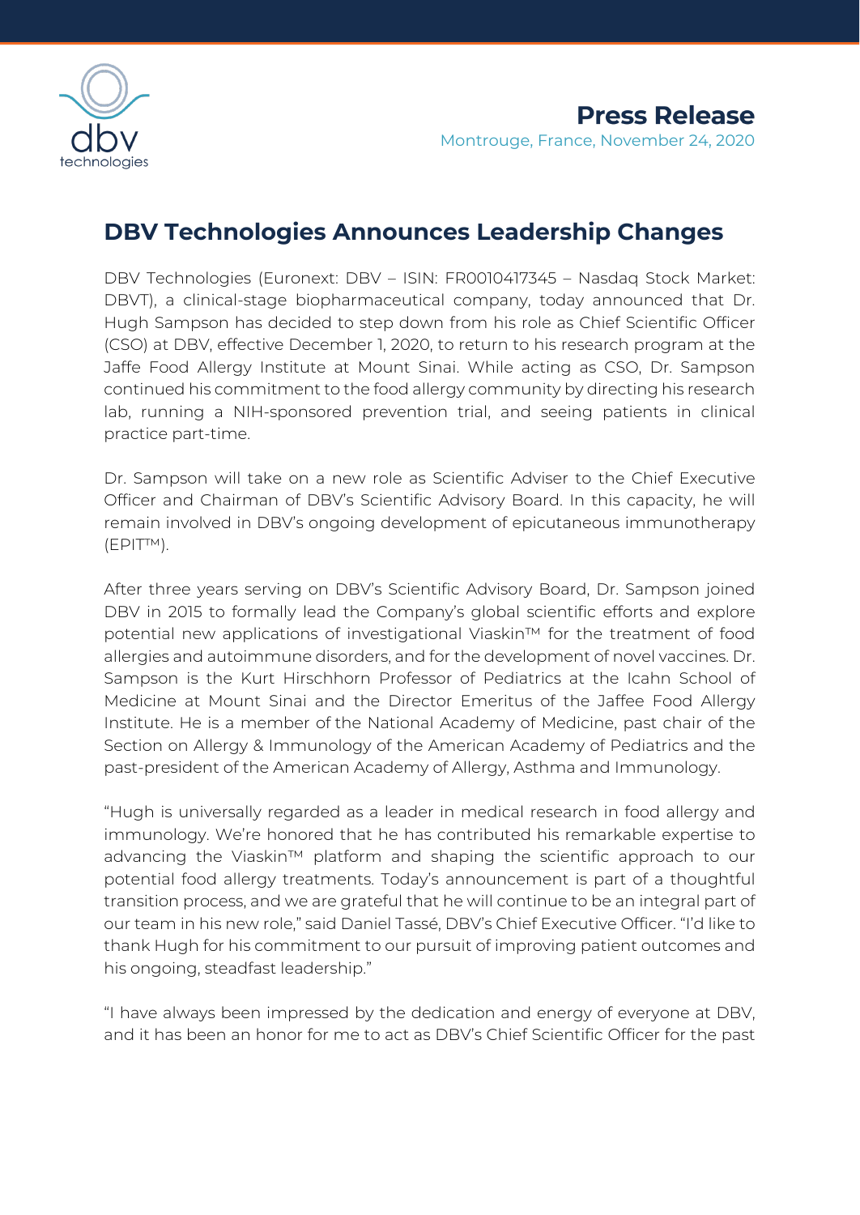# Press Release

Montrouge, France, November 24, 2020

## DBV Technologies Announces Leadership Changes

DBV Technologies (Euronext: DBV – ISIN: FR0010417345 – Nasdaq Stock Market: DBVT), a clinical-stage biopharmaceutical company, today announced that Dr. Hugh Sampson has decided to step down from his role as Chief Scientific Officer (CSO) at DBV, effective December 1, 2020, to return to his research program at the Jaffe Food Allergy Institute at Mount Sinai. While acting as CSO, Dr. Sampson continued his commitment to the food allergy community by directing his research lab, running a NIH-sponsored prevention trial, and seeing patients in clinical practice part-time.

Dr. Sampson will take on a new role as Scientific Adviser to the Chief Executive Officer and Chairman of DBV's Scientific Advisory Board. In this capacity, he will remain involved in DBV's ongoing development of epicutaneous immunotherapy (EPIT™).

After three years serving on DBV's Scientific Advisory Board, Dr. Sampson joined DBV in 2015 to formally lead the Company's global scientific efforts and explore potential new applications of investigational Viaskin™ for the treatment of food allergies and autoimmune disorders, and for the development of novel vaccines. Dr. Sampson is the Kurt Hirschhorn Professor of Pediatrics at the Icahn School of Medicine at Mount Sinai and the Director Emeritus of the Jaffee Food Allergy Institute. He is a member of the National Academy of Medicine, past chair of the Section on Allergy & Immunology of the American Academy of Pediatrics and the past-president of the American Academy of Allergy, Asthma and Immunology.

"Hugh is universally regarded as a leader in medical research in food allergy and immunology. We're honored that he has contributed his remarkable expertise to advancing the Viaskin™ platform and shaping the scientific approach to our potential food allergy treatments. Today's announcement is part of a thoughtful transition process, and we are grateful that he will continue to be an integral part of our team in his new role," said Daniel Tassé, DBV's Chief Executive Officer. "I'd like to thank Hugh for his commitment to our pursuit of improving patient outcomes and his ongoing, steadfast leadership."

"I have always been impressed by the dedication and energy of everyone at DBV, and it has been an honor for me to act as DBV's Chief Scientific Officer for the past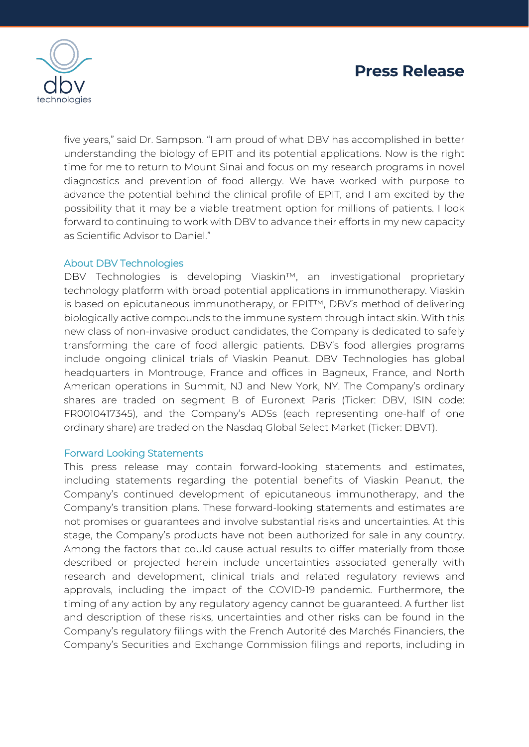five years," said Dr. Sampson. "I am proud of what DBV has accomplished in better understanding the biology of EPIT and its potential applications. Now is the right time for me to return to Mount Sinai and focus on my research programs in novel diagnostics and prevention of food allergy. We have worked with purpose to advance the potential behind the clinical profile of EPIT, and I am excited by the possibility that it may be a viable treatment option for millions of patients. I look forward to continuing to work with DBV to advance their efforts in my new capacity as Scientific Advisor to Daniel."

## About DBV Technologies

DBV Technologies is developing Viaskin™, an investigational proprietary technology platform with broad potential applications in immunotherapy. Viaskin is based on epicutaneous immunotherapy, or EPIT™, DBV's method of delivering biologically active compounds to the immune system through intact skin. With this new class of non-invasive product candidates, the Company is dedicated to safely transforming the care of food allergic patients. DBV's food allergies programs include ongoing clinical trials of Viaskin Peanut. DBV Technologies has global headquarters in Montrouge, France and offices in Bagneux, France, and North American operations in Summit, NJ and New York, NY. The Company's ordinary shares are traded on segment B of Euronext Paris (Ticker: DBV, ISIN code: FR0010417345), and the Company's ADSs (each representing one-half of one ordinary share) are traded on the Nasdaq Global Select Market (Ticker: DBVT).

## Forward Looking Statements

This press release may contain forward-looking statements and estimates, including statements regarding the potential benefits of Viaskin Peanut, the Company's continued development of epicutaneous immunotherapy, and the Company's transition plans. These forward-looking statements and estimates are not promises or guarantees and involve substantial risks and uncertainties. At this stage, the Company's products have not been authorized for sale in any country. Among the factors that could cause actual results to differ materially from those described or projected herein include uncertainties associated generally with research and development, clinical trials and related regulatory reviews and approvals, including the impact of the COVID-19 pandemic. Furthermore, the timing of any action by any regulatory agency cannot be guaranteed. A further list and description of these risks, uncertainties and other risks can be found in the Company's regulatory filings with the French Autorité des Marchés Financiers, the Company's Securities and Exchange Commission filings and reports, including in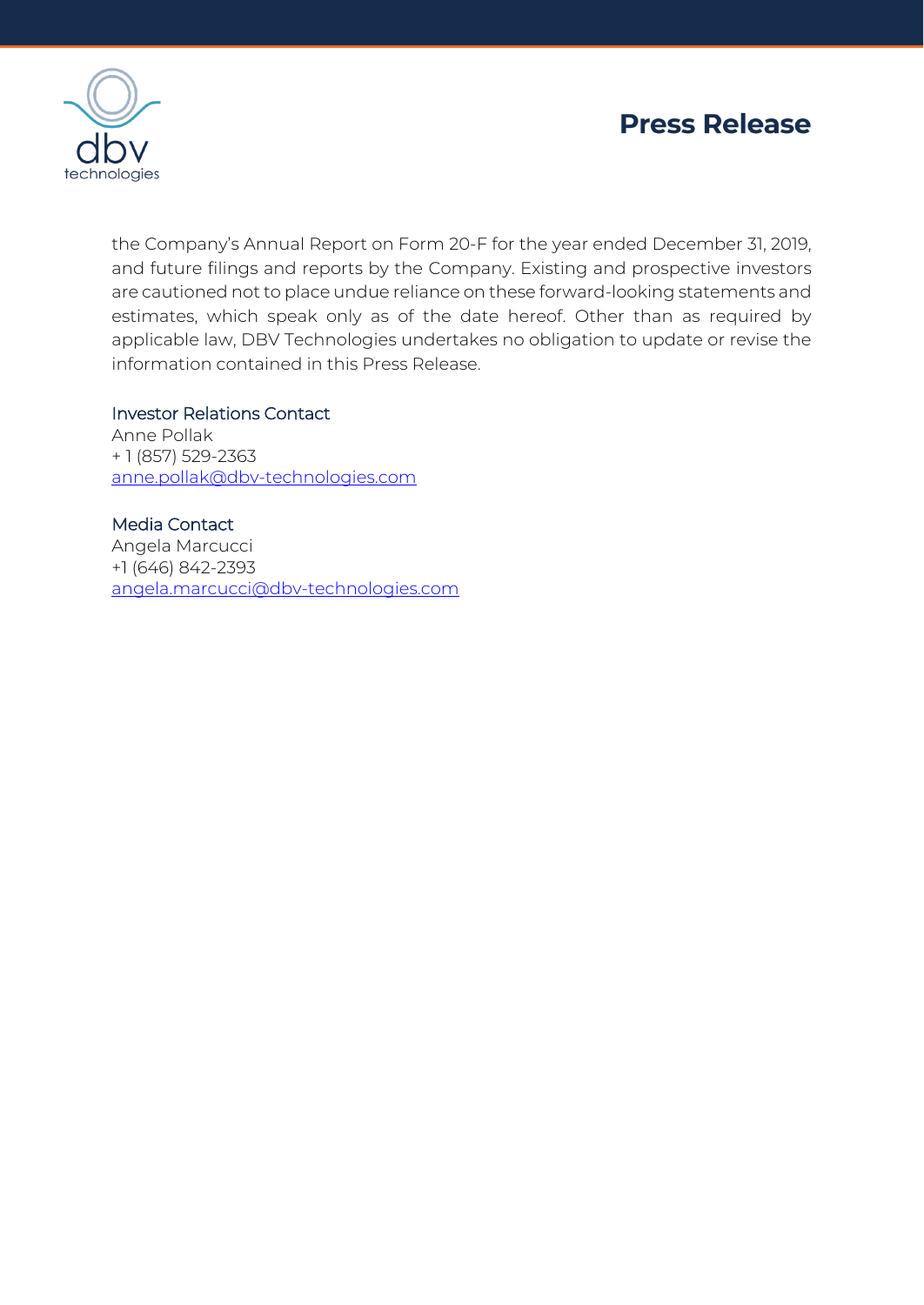the Company's Annual Report on Form 20-F for the year ended December 31, 2019, and future filings and reports by the Company. Existing and prospective investors are cautioned not to place undue reliance on these forward-looking statements and estimates, which speak only as of the date hereof. Other than as required by applicable law, DBV Technologies undertakes no obligation to update or revise the information contained in this Press Release.

Investor Relations Contact
Anne Pollak
+ 1 (857) 529-2363
anne.pollak@dbv-technologies.com

Media Contact
Angela Marcucci
+1 (646) 842-2393
angela.marcucci@dbv-technologies.com